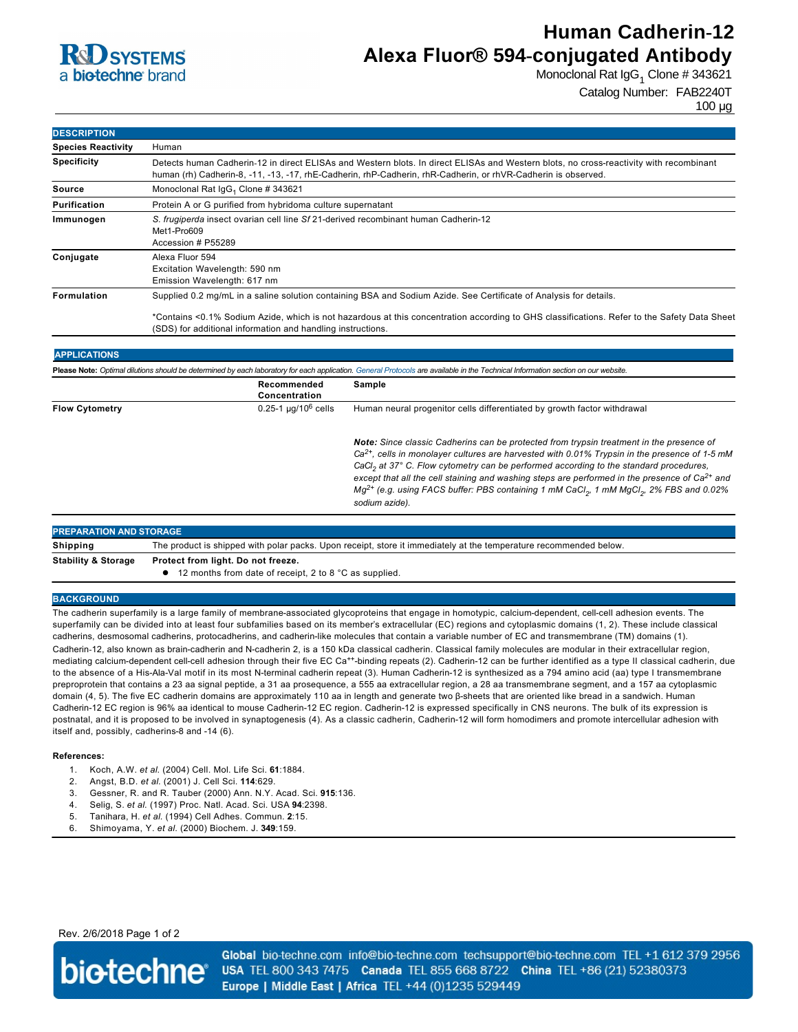# Human Cadherin-12 Alexa Fluor® 594-conjugated Antibody

Monoclonal Rat $IgG_1$ Clone # 343621

Catalog Number: FAB2240T

100 µg

## DESCRIPTION

| | |
|---|---|
| **Species Reactivity** | Human |
| **Specificity** | Detects human Cadherin-12 in direct ELISAs and Western blots. In direct ELISAs and Western blots, no cross-reactivity with recombinant human (rh) Cadherin-8, -11, -13, -17, rhE-Cadherin, rhP-Cadherin, rhR-Cadherin, or rhVR-Cadherin is observed. |
| **Source** | Monoclonal Rat $IgG_1$ Clone # 343621 |
| **Purification** | Protein A or G purified from hybridoma culture supernatant |
| **Immunogen** | *S. frugiperda* insect ovarian cell line *Sf* 21-derived recombinant human Cadherin-12<br>Met1-Pro609<br>Accession # P55289 |
| **Conjugate** | Alexa Fluor 594<br>Excitation Wavelength: 590 nm<br>Emission Wavelength: 617 nm |
| **Formulation** | Supplied 0.2 mg/mL in a saline solution containing BSA and Sodium Azide. See Certificate of Analysis for details.<br><br>*Contains <0.1% Sodium Azide, which is not hazardous at this concentration according to GHS classifications. Refer to the Safety Data Sheet (SDS) for additional information and handling instructions. |

## APPLICATIONS

**Please Note:** *Optimal dilutions should be determined by each laboratory for each application. General Protocols are available in the Technical Information section on our website.*

| | Recommended Concentration | Sample |
|---|---|---|
| **Flow Cytometry** | 0.25-1 µg/$10^6$ cells | Human neural progenitor cells differentiated by growth factor withdrawal |

***Note:*** *Since classic Cadherins can be protected from trypsin treatment in the presence of $Ca^{2+}$, cells in monolayer cultures are harvested with 0.01% Trypsin in the presence of 1-5 mM $CaCl_2$ at 37° C. Flow cytometry can be performed according to the standard procedures, except that all the cell staining and washing steps are performed in the presence of $Ca^{2+}$ and $Mg^{2+}$ (e.g. using FACS buffer: PBS containing 1 mM $CaCl_2$, 1 mM $MgCl_2$, 2% FBS and 0.02% sodium azide).*

## PREPARATION AND STORAGE

| | |
|---|---|
| **Shipping** | The product is shipped with polar packs. Upon receipt, store it immediately at the temperature recommended below. |
| **Stability & Storage** | **Protect from light. Do not freeze.**<br>● 12 months from date of receipt, 2 to 8 °C as supplied. |

## BACKGROUND

The cadherin superfamily is a large family of membrane-associated glycoproteins that engage in homotypic, calcium-dependent, cell-cell adhesion events. The superfamily can be divided into at least four subfamilies based on its member's extracellular (EC) regions and cytoplasmic domains (1, 2). These include classical cadherins, desmosomal cadherins, protocadherins, and cadherin-like molecules that contain a variable number of EC and transmembrane (TM) domains (1). Cadherin-12, also known as brain-cadherin and N-cadherin 2, is a 150 kDa classical cadherin. Classical family molecules are modular in their extracellular region, mediating calcium-dependent cell-cell adhesion through their five EC $Ca^{++}$-binding repeats (2). Cadherin-12 can be further identified as a type II classical cadherin, due to the absence of a His-Ala-Val motif in its most N-terminal cadherin repeat (3). Human Cadherin-12 is synthesized as a 794 amino acid (aa) type I transmembrane preproprotein that contains a 23 aa signal peptide, a 31 aa prosequence, a 555 aa extracellular region, a 28 aa transmembrane segment, and a 157 aa cytoplasmic domain (4, 5). The five EC cadherin domains are approximately 110 aa in length and generate two β-sheets that are oriented like bread in a sandwich. Human Cadherin-12 EC region is 96% aa identical to mouse Cadherin-12 EC region. Cadherin-12 is expressed specifically in CNS neurons. The bulk of its expression is postnatal, and it is proposed to be involved in synaptogenesis (4). As a classic cadherin, Cadherin-12 will form homodimers and promote intercellular adhesion with itself and, possibly, cadherins-8 and -14 (6).

**References:**

1. Koch, A.W. *et al.* (2004) Cell. Mol. Life Sci. **61**:1884.
2. Angst, B.D. *et al.* (2001) J. Cell Sci. **114**:629.
3. Gessner, R. and R. Tauber (2000) Ann. N.Y. Acad. Sci. **915**:136.
4. Selig, S. *et al.* (1997) Proc. Natl. Acad. Sci. USA **94**:2398.
5. Tanihara, H. *et al.* (1994) Cell Adhes. Commun. **2**:15.
6. Shimoyama, Y. *et al.* (2000) Biochem. J. **349**:159.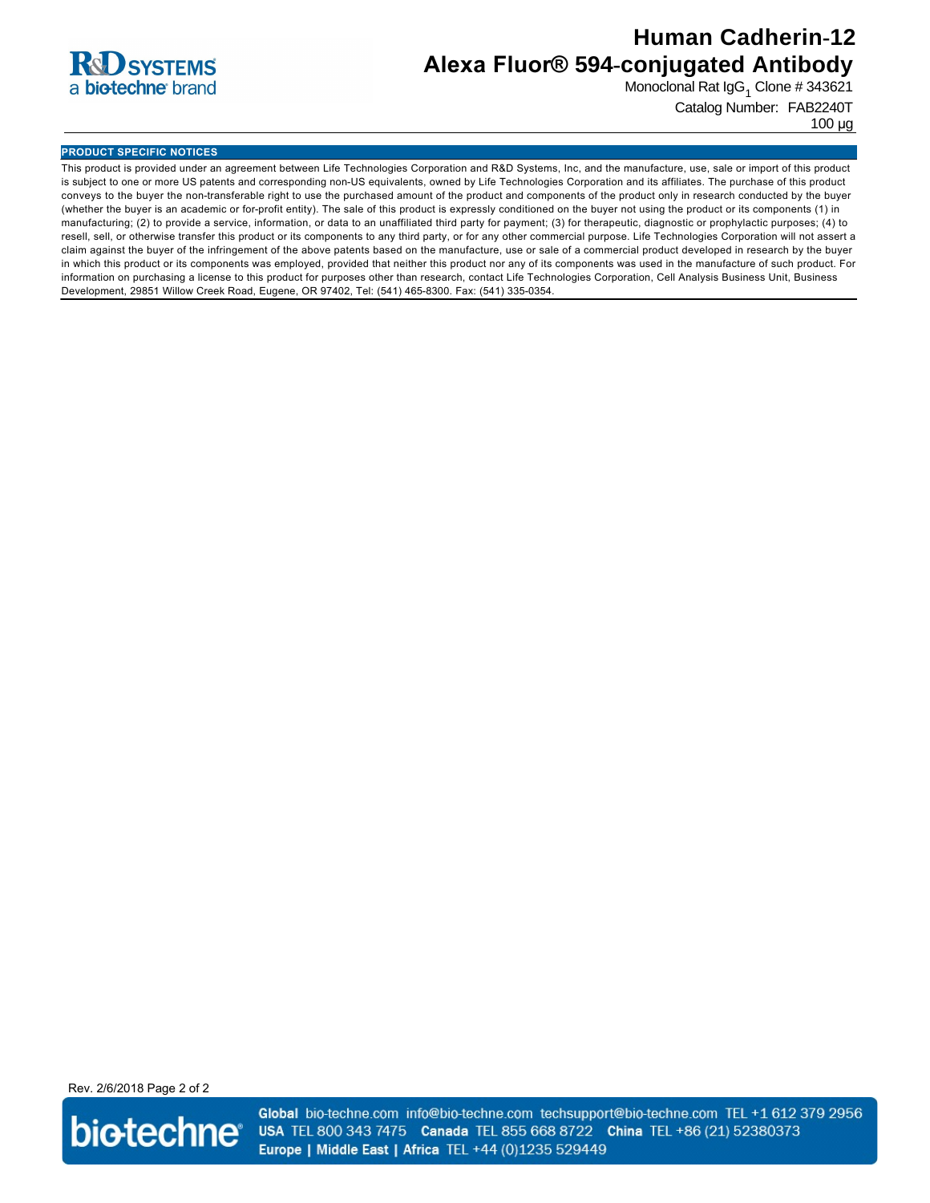# Human Cadherin-12 Alexa Fluor® 594-conjugated Antibody

Monoclonal Rat $IgG_1$ Clone # 343621

Catalog Number: FAB2240T

100 µg

## PRODUCT SPECIFIC NOTICES

This product is provided under an agreement between Life Technologies Corporation and R&D Systems, Inc, and the manufacture, use, sale or import of this product is subject to one or more US patents and corresponding non-US equivalents, owned by Life Technologies Corporation and its affiliates. The purchase of this product conveys to the buyer the non-transferable right to use the purchased amount of the product and components of the product only in research conducted by the buyer (whether the buyer is an academic or for-profit entity). The sale of this product is expressly conditioned on the buyer not using the product or its components (1) in manufacturing; (2) to provide a service, information, or data to an unaffiliated third party for payment; (3) for therapeutic, diagnostic or prophylactic purposes; (4) to resell, sell, or otherwise transfer this product or its components to any third party, or for any other commercial purpose. Life Technologies Corporation will not assert a claim against the buyer of the infringement of the above patents based on the manufacture, use or sale of a commercial product developed in research by the buyer in which this product or its components was employed, provided that neither this product nor any of its components was used in the manufacture of such product. For information on purchasing a license to this product for purposes other than research, contact Life Technologies Corporation, Cell Analysis Business Unit, Business Development, 29851 Willow Creek Road, Eugene, OR 97402, Tel: (541) 465-8300. Fax: (541) 335-0354.

Rev. 2/6/2018

**Global** bio-techne.com info@bio-techne.com techsupport@bio-techne.com TEL +1 612 379 2956
**USA** TEL 800 343 7475 **Canada** TEL 855 668 8722 **China** TEL +86 (21) 52380373
**Europe | Middle East | Africa** TEL +44 (0)1235 529449